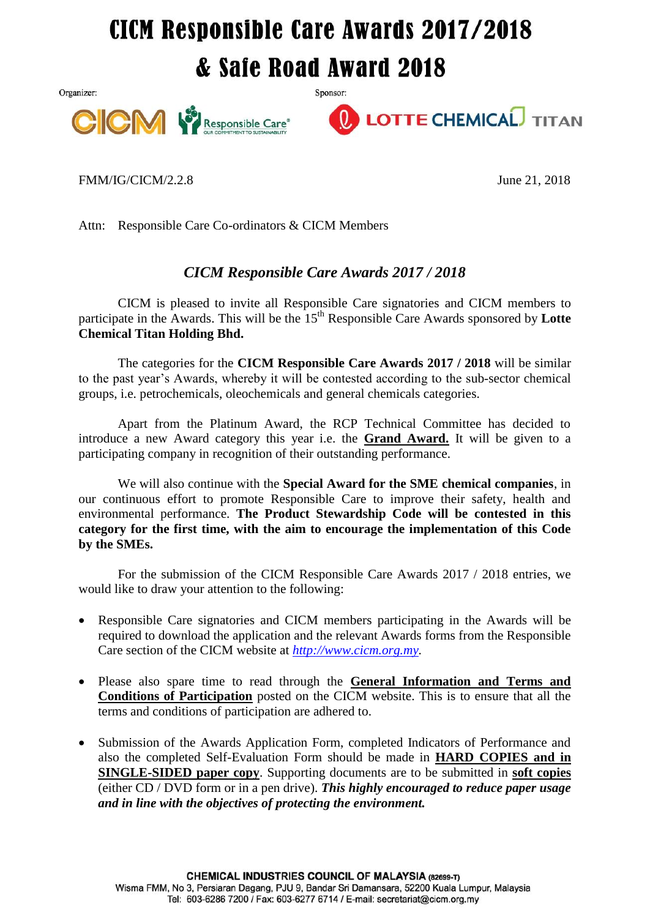# CICM Responsible Care Awards 2017/2018
# & Safe Road Award 2018

Organizer:

Sponsor:

FMM/IG/CICM/2.2.8

June 21, 2018

Attn: Responsible Care Co-ordinators & CICM Members

## *CICM Responsible Care Awards 2017 / 2018*

CICM is pleased to invite all Responsible Care signatories and CICM members to participate in the Awards. This will be the 15th Responsible Care Awards sponsored by **Lotte Chemical Titan Holding Bhd.**

The categories for the **CICM Responsible Care Awards 2017 / 2018** will be similar to the past year's Awards, whereby it will be contested according to the sub-sector chemical groups, i.e. petrochemicals, oleochemicals and general chemicals categories.

Apart from the Platinum Award, the RCP Technical Committee has decided to introduce a new Award category this year i.e. the **Grand Award.** It will be given to a participating company in recognition of their outstanding performance.

We will also continue with the **Special Award for the SME chemical companies**, in our continuous effort to promote Responsible Care to improve their safety, health and environmental performance. **The Product Stewardship Code will be contested in this category for the first time, with the aim to encourage the implementation of this Code by the SMEs.**

For the submission of the CICM Responsible Care Awards 2017 / 2018 entries, we would like to draw your attention to the following:

- Responsible Care signatories and CICM members participating in the Awards will be required to download the application and the relevant Awards forms from the Responsible Care section of the CICM website at *http://www.cicm.org.my*.
- Please also spare time to read through the **General Information and Terms and Conditions of Participation** posted on the CICM website. This is to ensure that all the terms and conditions of participation are adhered to.
- Submission of the Awards Application Form, completed Indicators of Performance and also the completed Self-Evaluation Form should be made in **HARD COPIES and in SINGLE-SIDED paper copy**. Supporting documents are to be submitted in **soft copies** (either CD / DVD form or in a pen drive). ***This highly encouraged to reduce paper usage and in line with the objectives of protecting the environment.***

**CHEMICAL INDUSTRIES COUNCIL OF MALAYSIA (82699-T)**
Wisma FMM, No 3, Persiaran Dagang, PJU 9, Bandar Sri Damansara, 52200 Kuala Lumpur, Malaysia
Tel: 603-6286 7200 / Fax: 603-6277 6714 / E-mail: secretariat@cicm.org.my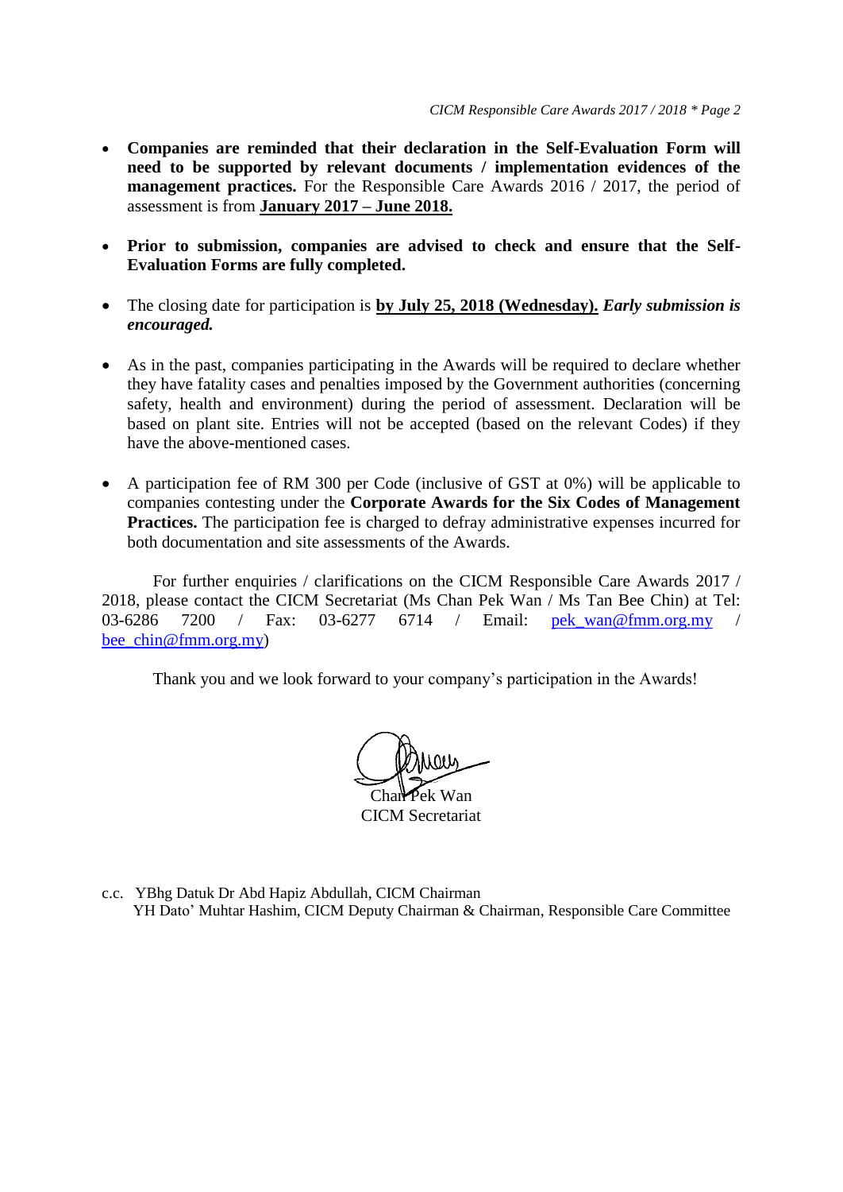- **Companies are reminded that their declaration in the Self-Evaluation Form will need to be supported by relevant documents / implementation evidences of the management practices.** For the Responsible Care Awards 2016 / 2017, the period of assessment is from **January 2017 – June 2018.**

- **Prior to submission, companies are advised to check and ensure that the Self-Evaluation Forms are fully completed.**

- The closing date for participation is **by July 25, 2018 (Wednesday).** ***Early submission is encouraged.***

- As in the past, companies participating in the Awards will be required to declare whether they have fatality cases and penalties imposed by the Government authorities (concerning safety, health and environment) during the period of assessment. Declaration will be based on plant site. Entries will not be accepted (based on the relevant Codes) if they have the above-mentioned cases.

- A participation fee of RM 300 per Code (inclusive of GST at 0%) will be applicable to companies contesting under the **Corporate Awards for the Six Codes of Management Practices.** The participation fee is charged to defray administrative expenses incurred for both documentation and site assessments of the Awards.

For further enquiries / clarifications on the CICM Responsible Care Awards 2017 / 2018, please contact the CICM Secretariat (Ms Chan Pek Wan / Ms Tan Bee Chin) at Tel: 03-6286 7200 / Fax: 03-6277 6714 / Email: pek_wan@fmm.org.my / bee_chin@fmm.org.my)

Thank you and we look forward to your company's participation in the Awards!

Chan Pek Wan
CICM Secretariat

c.c. YBhg Datuk Dr Abd Hapiz Abdullah, CICM Chairman
YH Dato' Muhtar Hashim, CICM Deputy Chairman & Chairman, Responsible Care Committee